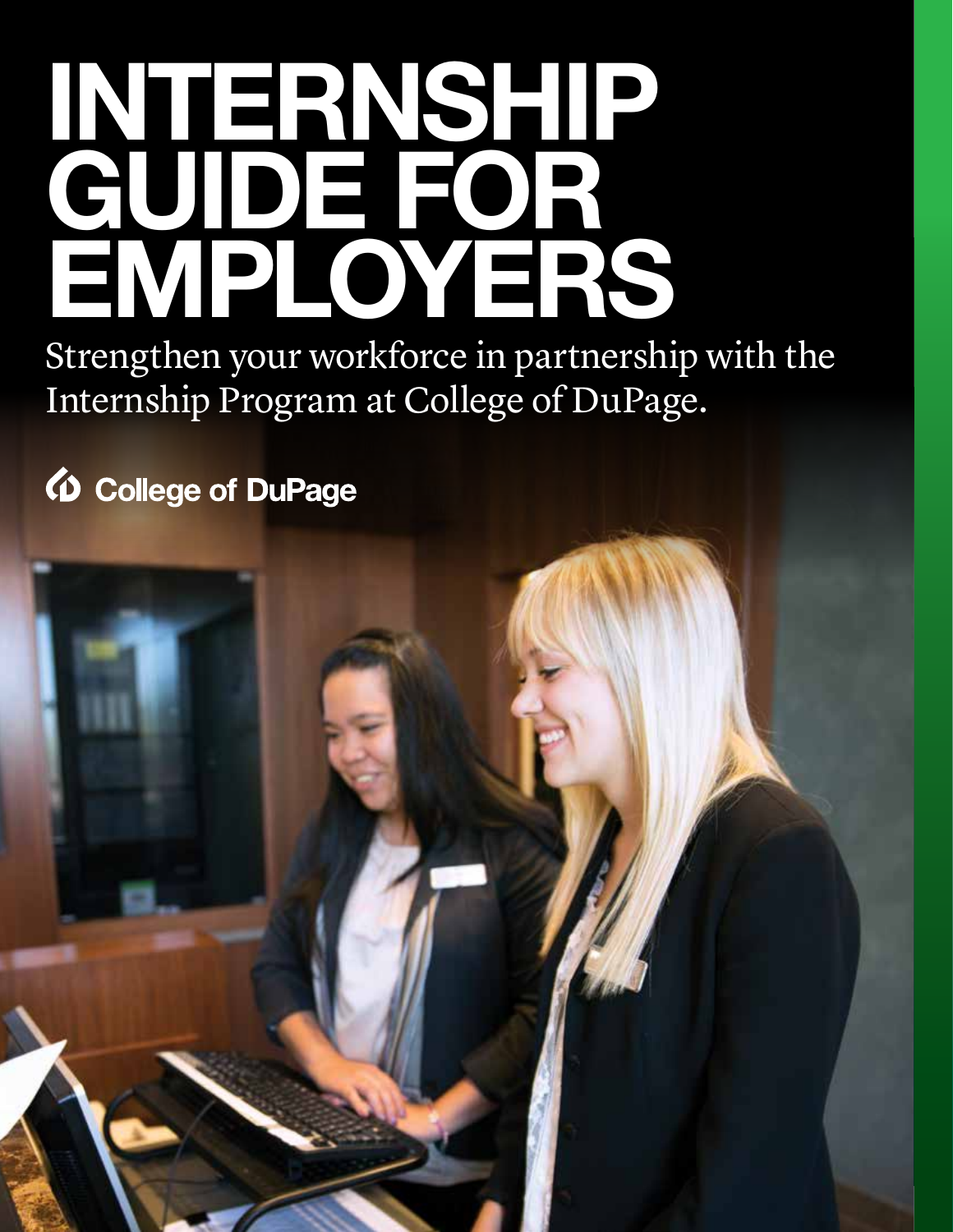# INTERNSHIP GUIDE FOR EMPLOYERS

Strengthen your workforce in partnership with the Internship Program at College of DuPage.

College of DuPage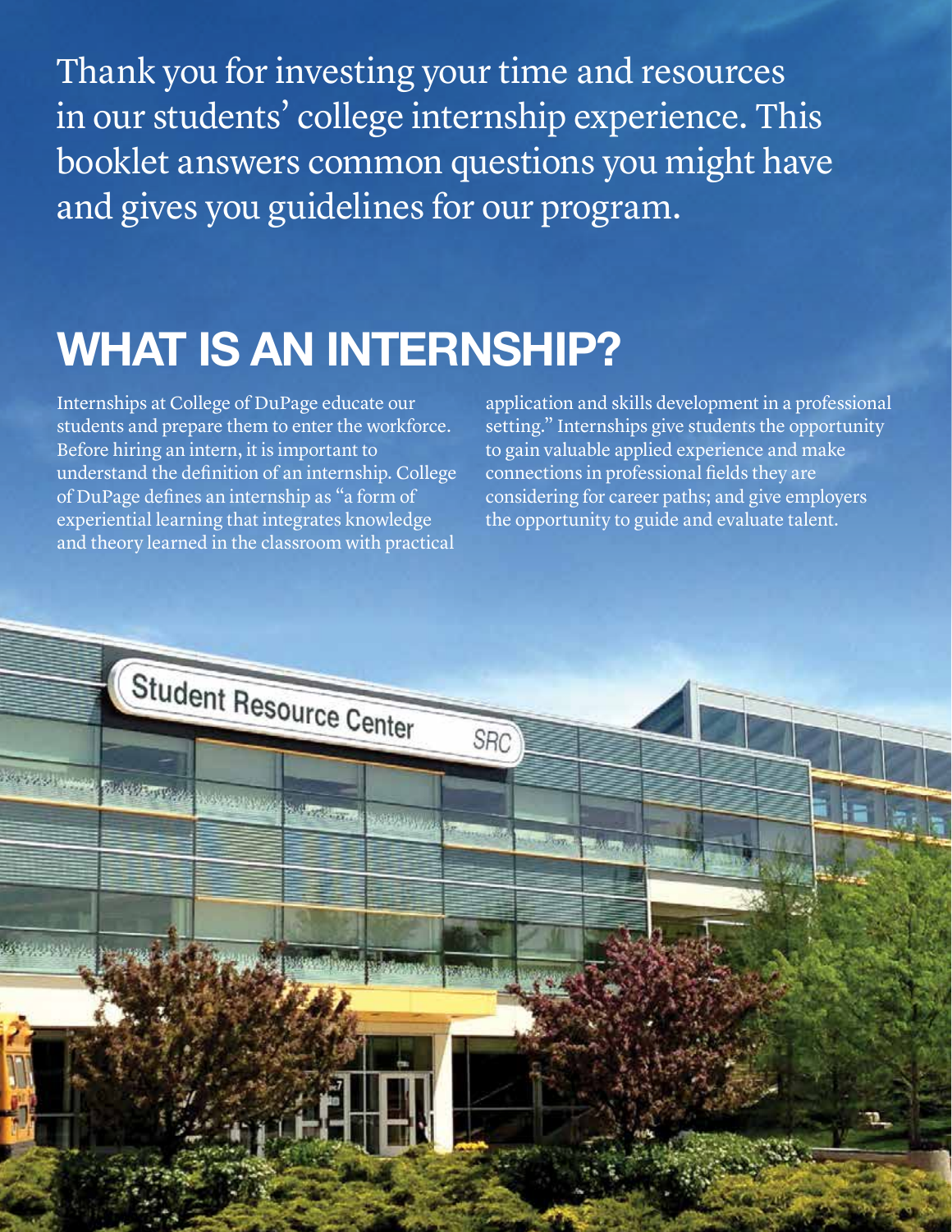Thank you for investing your time and resources in our students' college internship experience. This booklet answers common questions you might have and gives you guidelines for our program.

# WHAT IS AN INTERNSHIP?

Internships at College of DuPage educate our students and prepare them to enter the workforce. Before hiring an intern, it is important to understand the definition of an internship. College of DuPage defines an internship as "a form of experiential learning that integrates knowledge and theory learned in the classroom with practical application and skills development in a professional setting." Internships give students the opportunity to gain valuable applied experience and make connections in professional fields they are considering for career paths; and give employers the opportunity to guide and evaluate talent.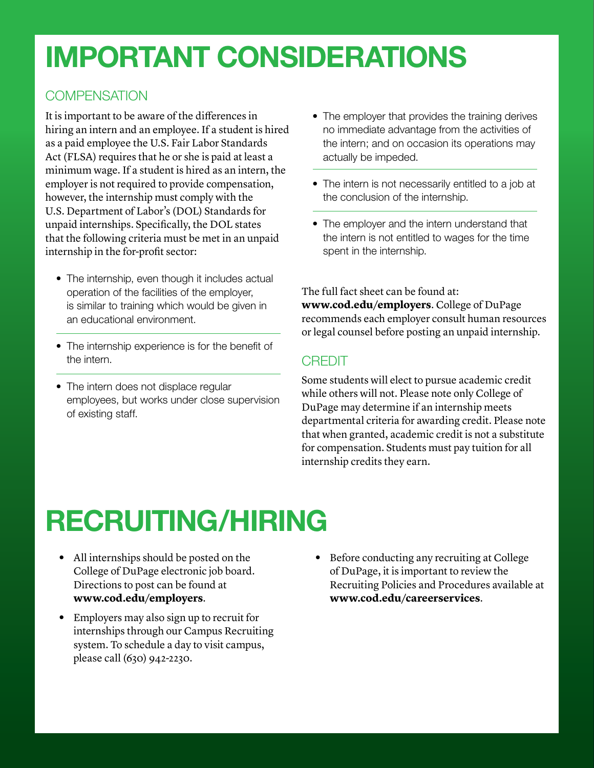# IMPORTANT CONSIDERATIONS

## COMPENSATION

It is important to be aware of the differences in hiring an intern and an employee. If a student is hired as a paid employee the U.S. Fair Labor Standards Act (FLSA) requires that he or she is paid at least a minimum wage. If a student is hired as an intern, the employer is not required to provide compensation, however, the internship must comply with the U.S. Department of Labor's (DOL) Standards for unpaid internships. Specifically, the DOL states that the following criteria must be met in an unpaid internship in the for-profit sector:

- The internship, even though it includes actual operation of the facilities of the employer, is similar to training which would be given in an educational environment.
- The internship experience is for the benefit of the intern.
- The intern does not displace regular employees, but works under close supervision of existing staff.
- The employer that provides the training derives no immediate advantage from the activities of the intern; and on occasion its operations may actually be impeded.
- The intern is not necessarily entitled to a job at the conclusion of the internship.
- The employer and the intern understand that the intern is not entitled to wages for the time spent in the internship.

The full fact sheet can be found at: **www.cod.edu/employers**. College of DuPage recommends each employer consult human resources or legal counsel before posting an unpaid internship.

## CREDIT

Some students will elect to pursue academic credit while others will not. Please note only College of DuPage may determine if an internship meets departmental criteria for awarding credit. Please note that when granted, academic credit is not a substitute for compensation. Students must pay tuition for all internship credits they earn.

# RECRUITING/HIRING

- All internships should be posted on the College of DuPage electronic job board. Directions to post can be found at **www.cod.edu/employers**.
- Employers may also sign up to recruit for internships through our Campus Recruiting system. To schedule a day to visit campus, please call (630) 942-2230.
- Before conducting any recruiting at College of DuPage, it is important to review the Recruiting Policies and Procedures available at **www.cod.edu/careerservices**.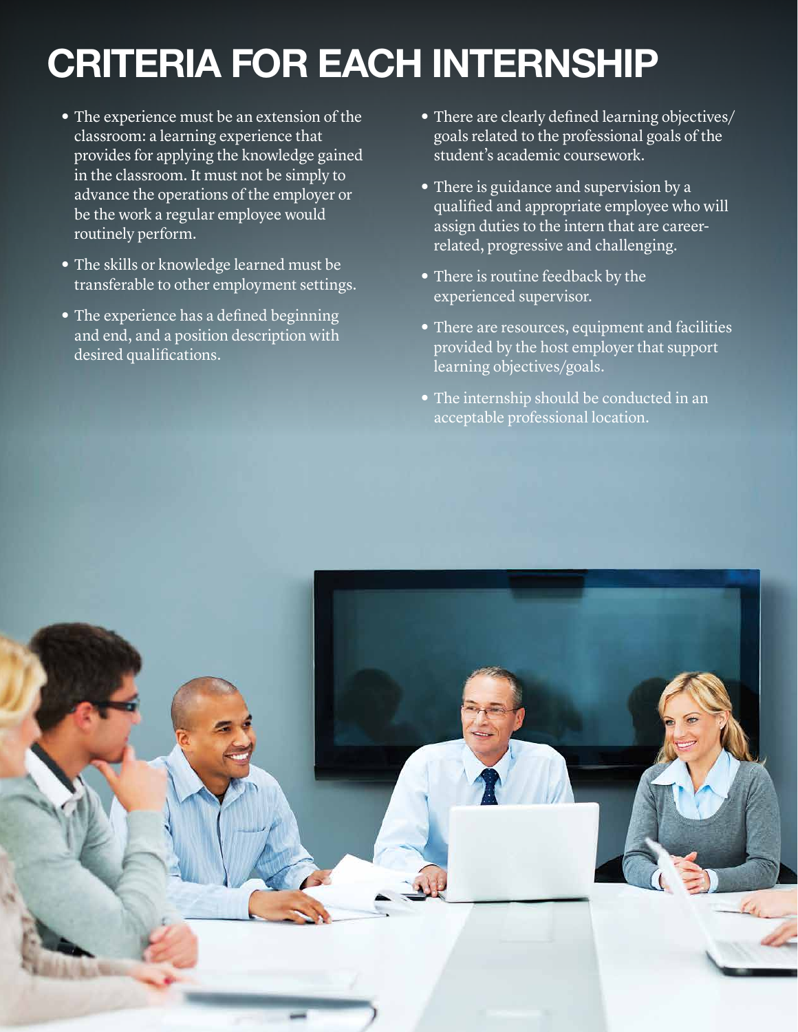# CRITERIA FOR EACH INTERNSHIP

- The experience must be an extension of the classroom: a learning experience that provides for applying the knowledge gained in the classroom. It must not be simply to advance the operations of the employer or be the work a regular employee would routinely perform.
- The skills or knowledge learned must be transferable to other employment settings.
- The experience has a defined beginning and end, and a position description with desired qualifications.
- There are clearly defined learning objectives/goals related to the professional goals of the student's academic coursework.
- There is guidance and supervision by a qualified and appropriate employee who will assign duties to the intern that are career-related, progressive and challenging.
- There is routine feedback by the experienced supervisor.
- There are resources, equipment and facilities provided by the host employer that support learning objectives/goals.
- The internship should be conducted in an acceptable professional location.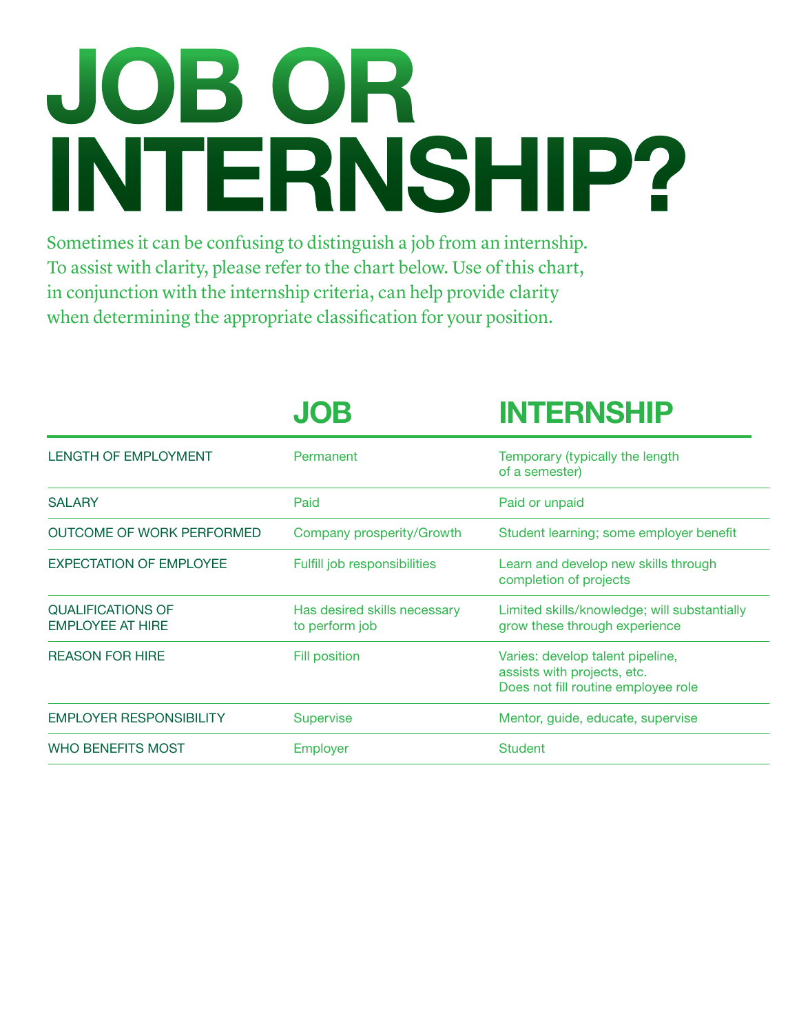# JOB OR INTERNSHIP?

Sometimes it can be confusing to distinguish a job from an internship. To assist with clarity, please refer to the chart below. Use of this chart, in conjunction with the internship criteria, can help provide clarity when determining the appropriate classification for your position.

| | JOB | INTERNSHIP |
|---|---|---|
| LENGTH OF EMPLOYMENT | Permanent | Temporary (typically the length of a semester) |
| SALARY | Paid | Paid or unpaid |
| OUTCOME OF WORK PERFORMED | Company prosperity/Growth | Student learning; some employer benefit |
| EXPECTATION OF EMPLOYEE | Fulfill job responsibilities | Learn and develop new skills through completion of projects |
| QUALIFICATIONS OF EMPLOYEE AT HIRE | Has desired skills necessary to perform job | Limited skills/knowledge; will substantially grow these through experience |
| REASON FOR HIRE | Fill position | Varies: develop talent pipeline, assists with projects, etc. Does not fill routine employee role |
| EMPLOYER RESPONSIBILITY | Supervise | Mentor, guide, educate, supervise |
| WHO BENEFITS MOST | Employer | Student |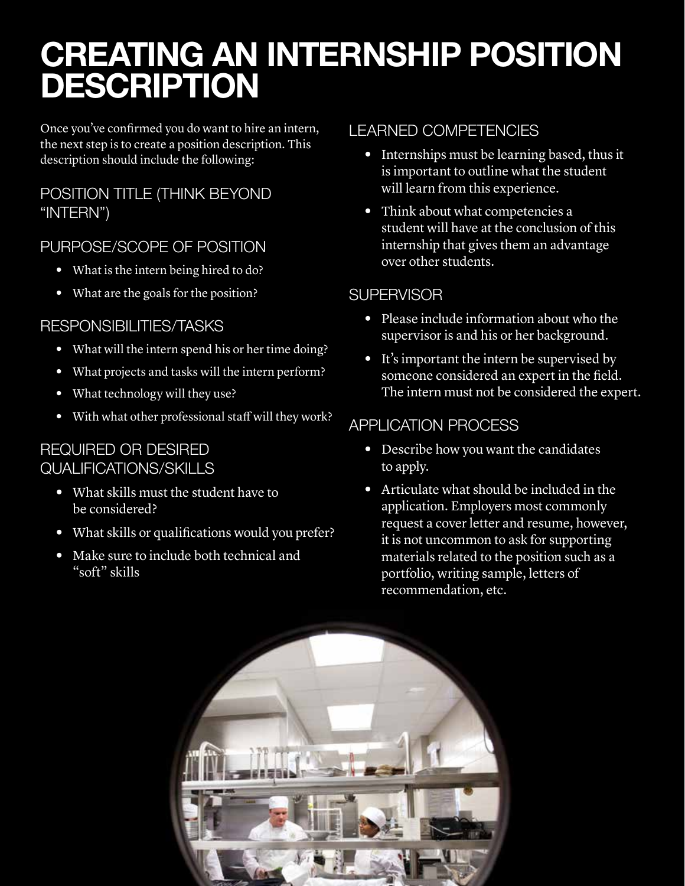# CREATING AN INTERNSHIP POSITION DESCRIPTION

Once you've confirmed you do want to hire an intern, the next step is to create a position description. This description should include the following:

## POSITION TITLE (THINK BEYOND "INTERN")

## PURPOSE/SCOPE OF POSITION

- What is the intern being hired to do?
- What are the goals for the position?

## RESPONSIBILITIES/TASKS

- What will the intern spend his or her time doing?
- What projects and tasks will the intern perform?
- What technology will they use?
- With what other professional staff will they work?

## REQUIRED OR DESIRED QUALIFICATIONS/SKILLS

- What skills must the student have to be considered?
- What skills or qualifications would you prefer?
- Make sure to include both technical and "soft" skills

## LEARNED COMPETENCIES

- Internships must be learning based, thus it is important to outline what the student will learn from this experience.
- Think about what competencies a student will have at the conclusion of this internship that gives them an advantage over other students.

## SUPERVISOR

- Please include information about who the supervisor is and his or her background.
- It's important the intern be supervised by someone considered an expert in the field. The intern must not be considered the expert.

## APPLICATION PROCESS

- Describe how you want the candidates to apply.
- Articulate what should be included in the application. Employers most commonly request a cover letter and resume, however, it is not uncommon to ask for supporting materials related to the position such as a portfolio, writing sample, letters of recommendation, etc.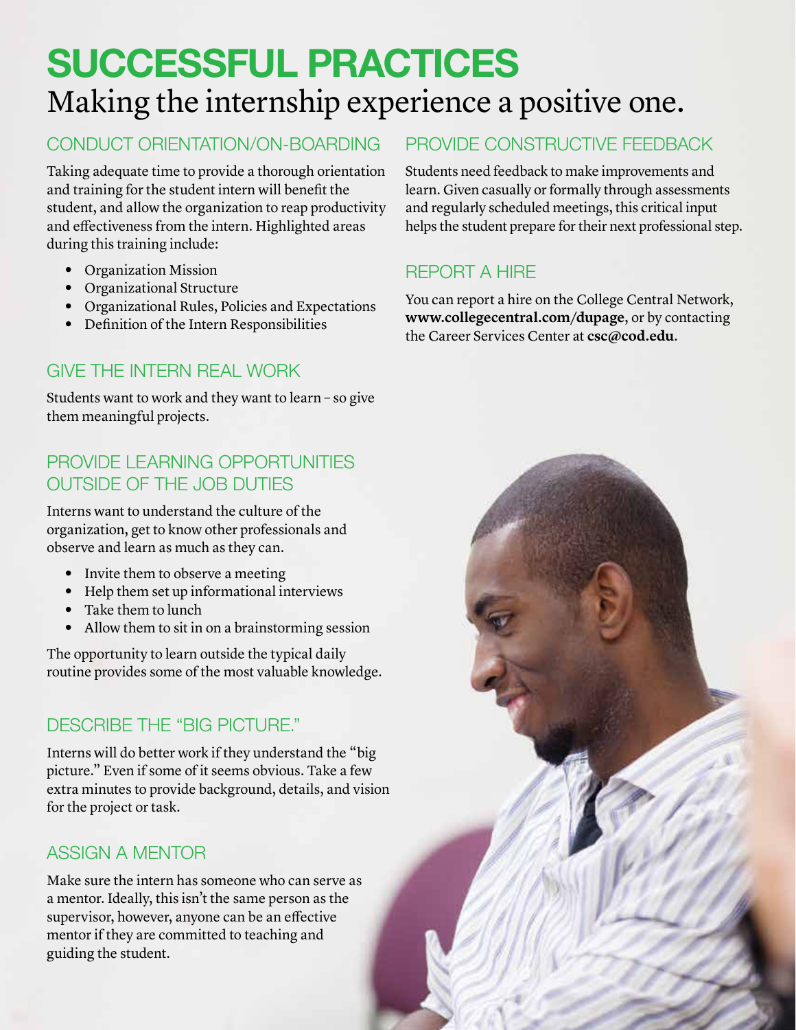# SUCCESSFUL PRACTICES

## Making the internship experience a positive one.

### CONDUCT ORIENTATION/ON-BOARDING

Taking adequate time to provide a thorough orientation and training for the student intern will benefit the student, and allow the organization to reap productivity and effectiveness from the intern. Highlighted areas during this training include:

- Organization Mission
- Organizational Structure
- Organizational Rules, Policies and Expectations
- Definition of the Intern Responsibilities

### GIVE THE INTERN REAL WORK

Students want to work and they want to learn – so give them meaningful projects.

### PROVIDE LEARNING OPPORTUNITIES OUTSIDE OF THE JOB DUTIES

Interns want to understand the culture of the organization, get to know other professionals and observe and learn as much as they can.

- Invite them to observe a meeting
- Help them set up informational interviews
- Take them to lunch
- Allow them to sit in on a brainstorming session

The opportunity to learn outside the typical daily routine provides some of the most valuable knowledge.

### DESCRIBE THE "BIG PICTURE."

Interns will do better work if they understand the "big picture." Even if some of it seems obvious. Take a few extra minutes to provide background, details, and vision for the project or task.

### ASSIGN A MENTOR

Make sure the intern has someone who can serve as a mentor. Ideally, this isn't the same person as the supervisor, however, anyone can be an effective mentor if they are committed to teaching and guiding the student.

### PROVIDE CONSTRUCTIVE FEEDBACK

Students need feedback to make improvements and learn. Given casually or formally through assessments and regularly scheduled meetings, this critical input helps the student prepare for their next professional step.

### REPORT A HIRE

You can report a hire on the College Central Network, **www.collegecentral.com/dupage**, or by contacting the Career Services Center at **csc@cod.edu**.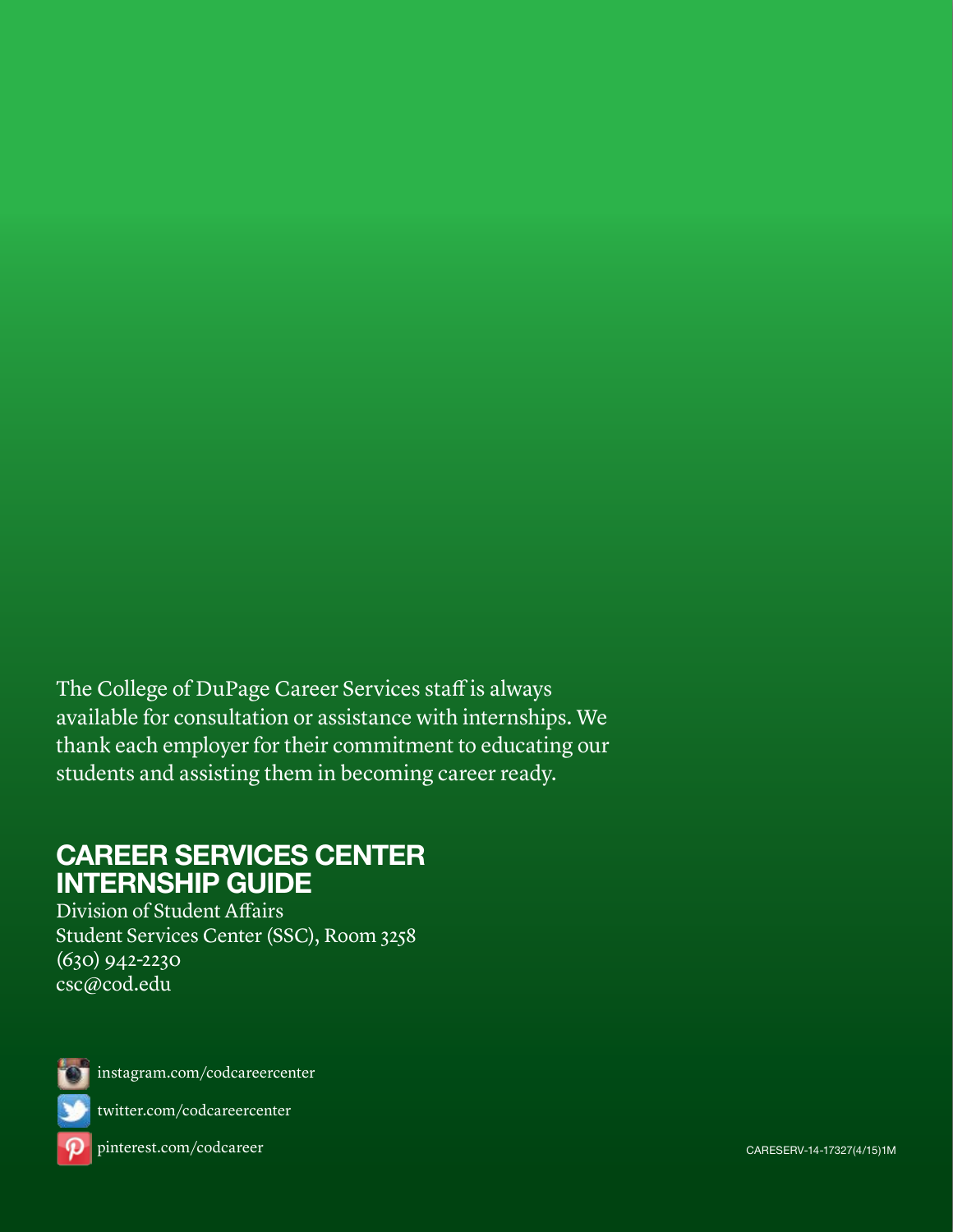The College of DuPage Career Services staff is always available for consultation or assistance with internships. We thank each employer for their commitment to educating our students and assisting them in becoming career ready.

## CAREER SERVICES CENTER INTERNSHIP GUIDE

Division of Student Affairs
Student Services Center (SSC), Room 3258
(630) 942-2230
csc@cod.edu

instagram.com/codcareercenter

twitter.com/codcareercenter

pinterest.com/codcareer

CARESERV-14-17327(4/15)1M